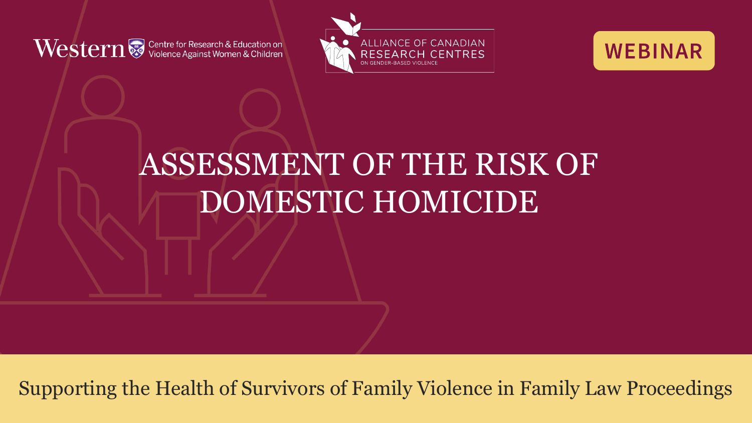Western Centre for Research & Education on Violence Against Women & Children

ALLIANCE OF CANADIAN RESEARCH CENTRES ON GENDER-BASED VIOLENCE

WEBINAR

# ASSESSMENT OF THE RISK OF DOMESTIC HOMICIDE

Supporting the Health of Survivors of Family Violence in Family Law Proceedings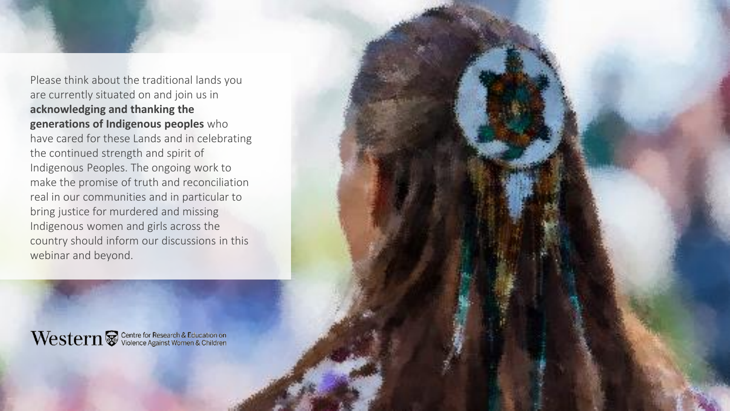Please think about the traditional lands you are currently situated on and join us in **acknowledging and thanking the generations of Indigenous peoples** who have cared for these Lands and in celebrating the continued strength and spirit of Indigenous Peoples. The ongoing work to make the promise of truth and reconciliation real in our communities and in particular to bring justice for murdered and missing Indigenous women and girls across the country should inform our discussions in this webinar and beyond.

Western Centre for Research & Education on Violence Against Women & Children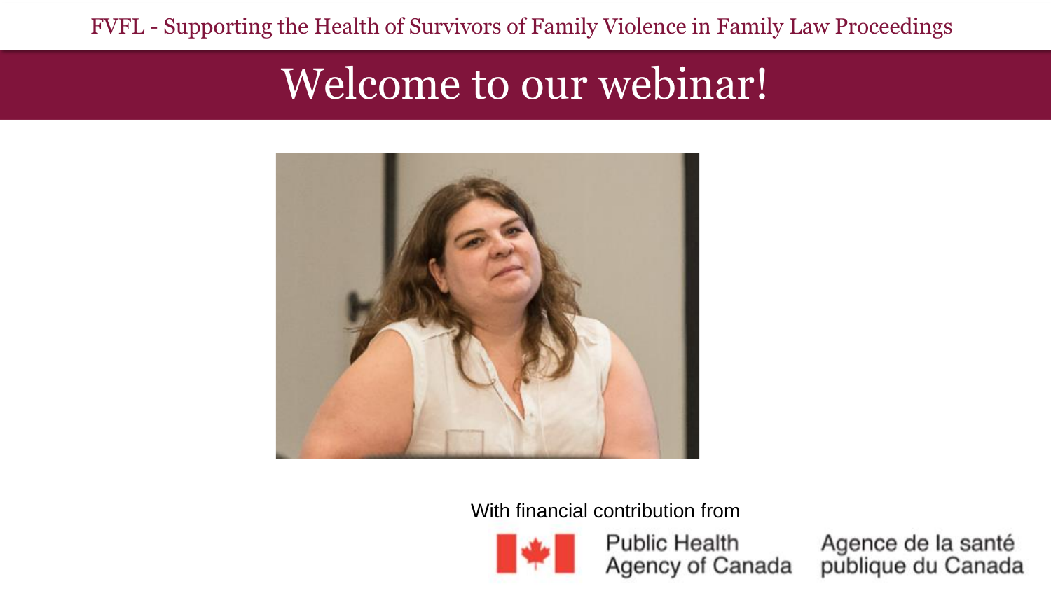# Welcome to our webinar!

With financial contribution from

Public Health Agency of Canada

Agence de la santé publique du Canada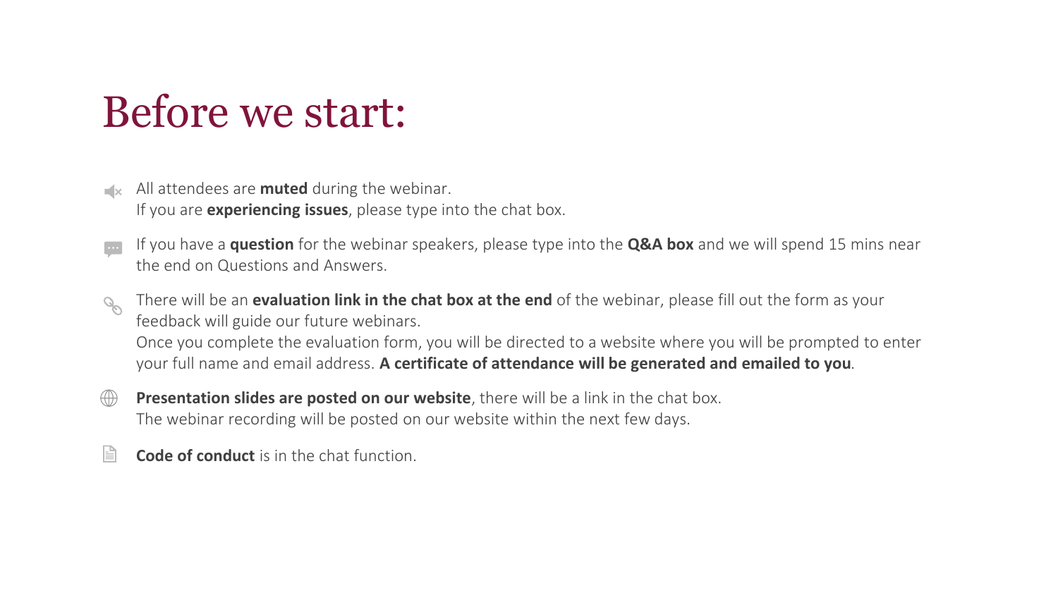# Before we start:

- All attendees are **muted** during the webinar.
  If you are **experiencing issues**, please type into the chat box.

- If you have a **question** for the webinar speakers, please type into the **Q&A box** and we will spend 15 mins near the end on Questions and Answers.

- There will be an **evaluation link in the chat box at the end** of the webinar, please fill out the form as your feedback will guide our future webinars.
  Once you complete the evaluation form, you will be directed to a website where you will be prompted to enter your full name and email address. **A certificate of attendance will be generated and emailed to you**.

- **Presentation slides are posted on our website**, there will be a link in the chat box.
  The webinar recording will be posted on our website within the next few days.

- **Code of conduct** is in the chat function.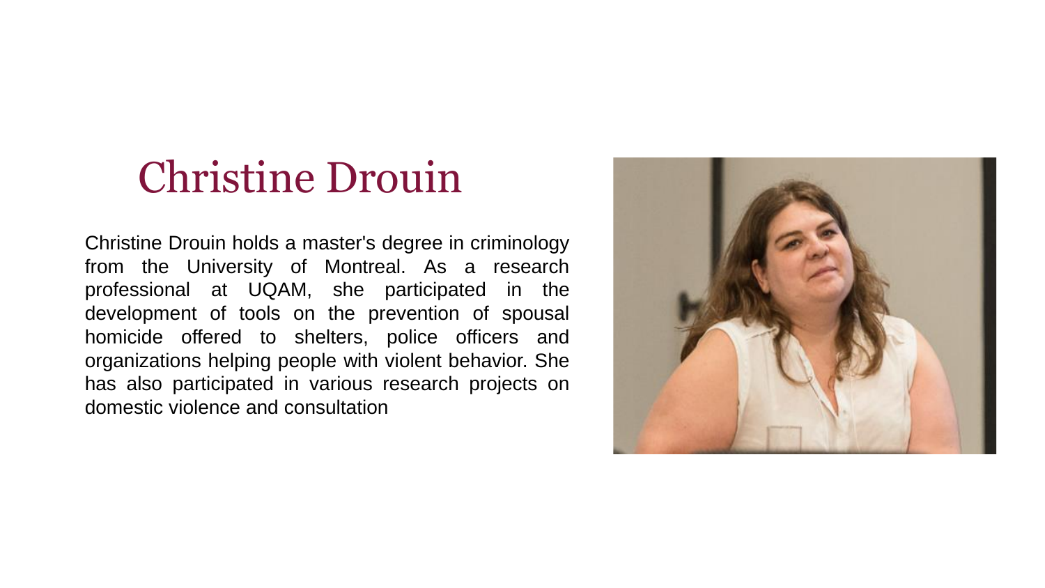# Christine Drouin

Christine Drouin holds a master's degree in criminology from the University of Montreal. As a research professional at UQAM, she participated in the development of tools on the prevention of spousal homicide offered to shelters, police officers and organizations helping people with violent behavior. She has also participated in various research projects on domestic violence and consultation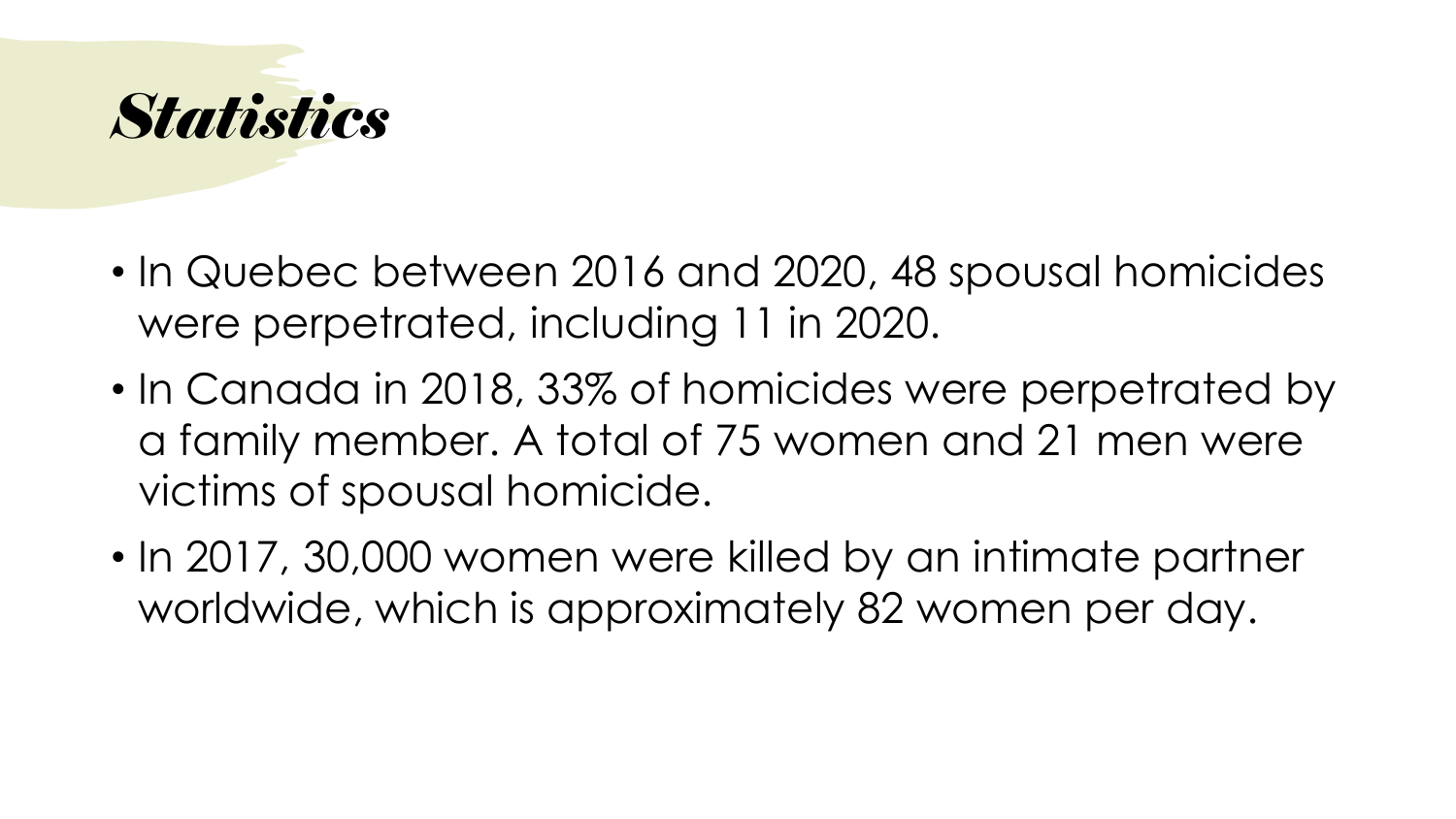# *Statistics*

- In Quebec between 2016 and 2020, 48 spousal homicides were perpetrated, including 11 in 2020.
- In Canada in 2018, 33% of homicides were perpetrated by a family member. A total of 75 women and 21 men were victims of spousal homicide.
- In 2017, 30,000 women were killed by an intimate partner worldwide, which is approximately 82 women per day.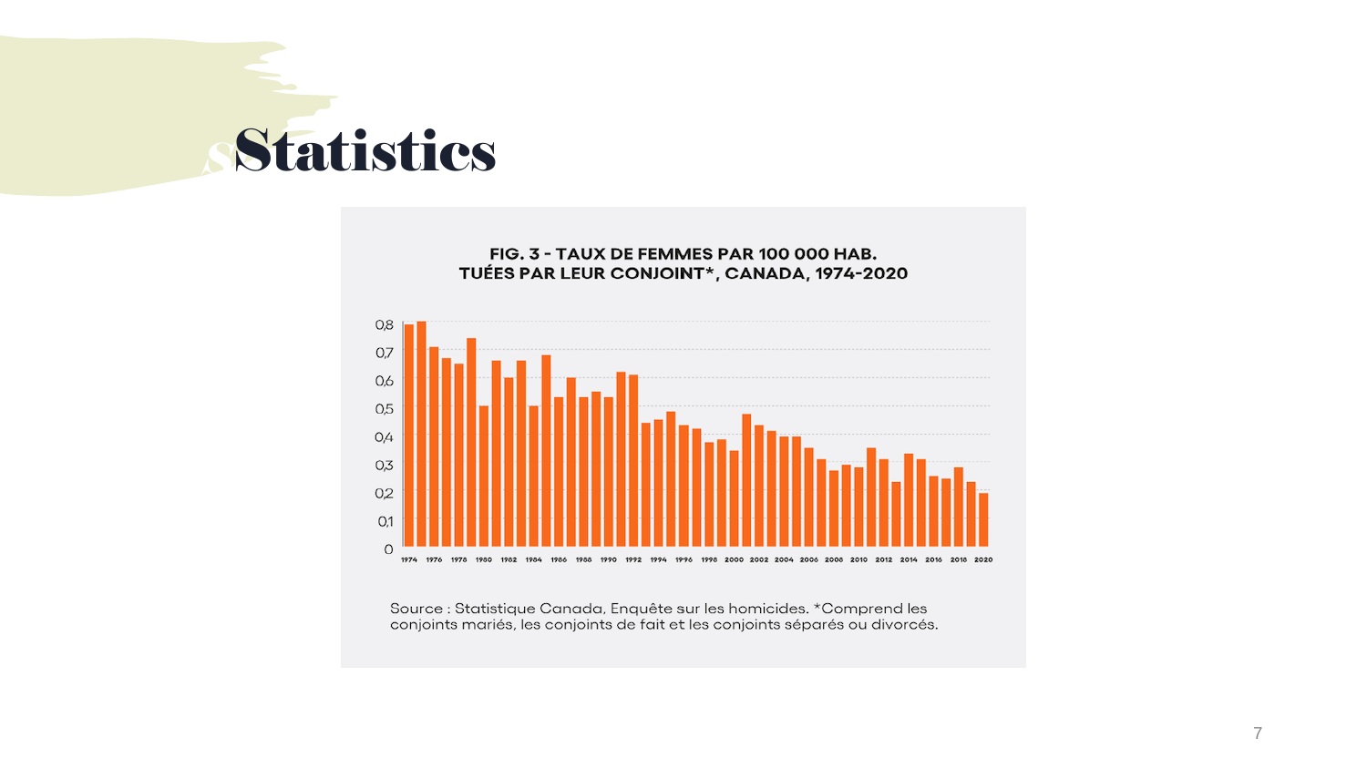# Statistics

**FIG. 3 - TAUX DE FEMMES PAR 100 000 HAB. TUÉES PAR LEUR CONJOINT*, CANADA, 1974-2020**

Source : Statistique Canada, Enquête sur les homicides. *Comprend les conjoints mariés, les conjoints de fait et les conjoints séparés ou divorcés.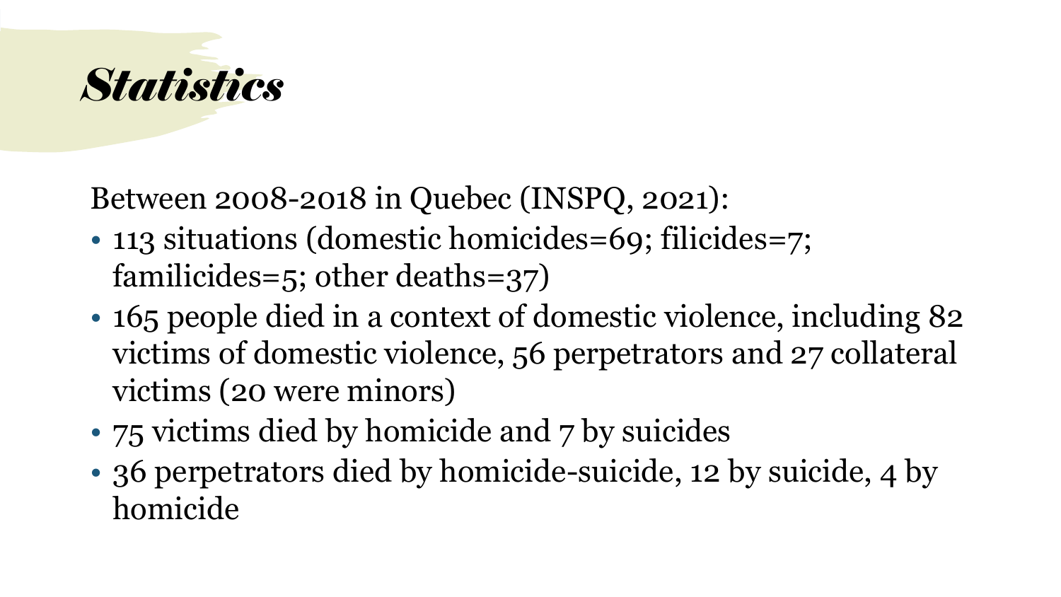# *Statistics*

Between 2008-2018 in Quebec (INSPQ, 2021):

- 113 situations (domestic homicides=69; filicides=7; familicides=5; other deaths=37)
- 165 people died in a context of domestic violence, including 82 victims of domestic violence, 56 perpetrators and 27 collateral victims (20 were minors)
- 75 victims died by homicide and 7 by suicides
- 36 perpetrators died by homicide-suicide, 12 by suicide, 4 by homicide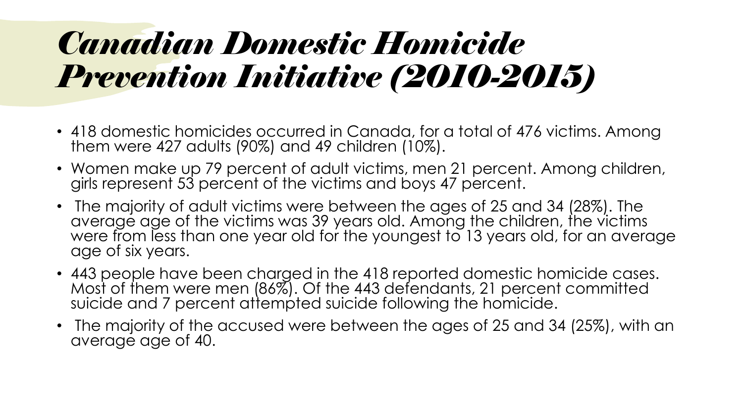# *Canadian Domestic Homicide Prevention Initiative (2010-2015)*

- 418 domestic homicides occurred in Canada, for a total of 476 victims. Among them were 427 adults (90%) and 49 children (10%).
- Women make up 79 percent of adult victims, men 21 percent. Among children, girls represent 53 percent of the victims and boys 47 percent.
- The majority of adult victims were between the ages of 25 and 34 (28%). The average age of the victims was 39 years old. Among the children, the victims were from less than one year old for the youngest to 13 years old, for an average age of six years.
- 443 people have been charged in the 418 reported domestic homicide cases. Most of them were men (86%). Of the 443 defendants, 21 percent committed suicide and 7 percent attempted suicide following the homicide.
- The majority of the accused were between the ages of 25 and 34 (25%), with an average age of 40.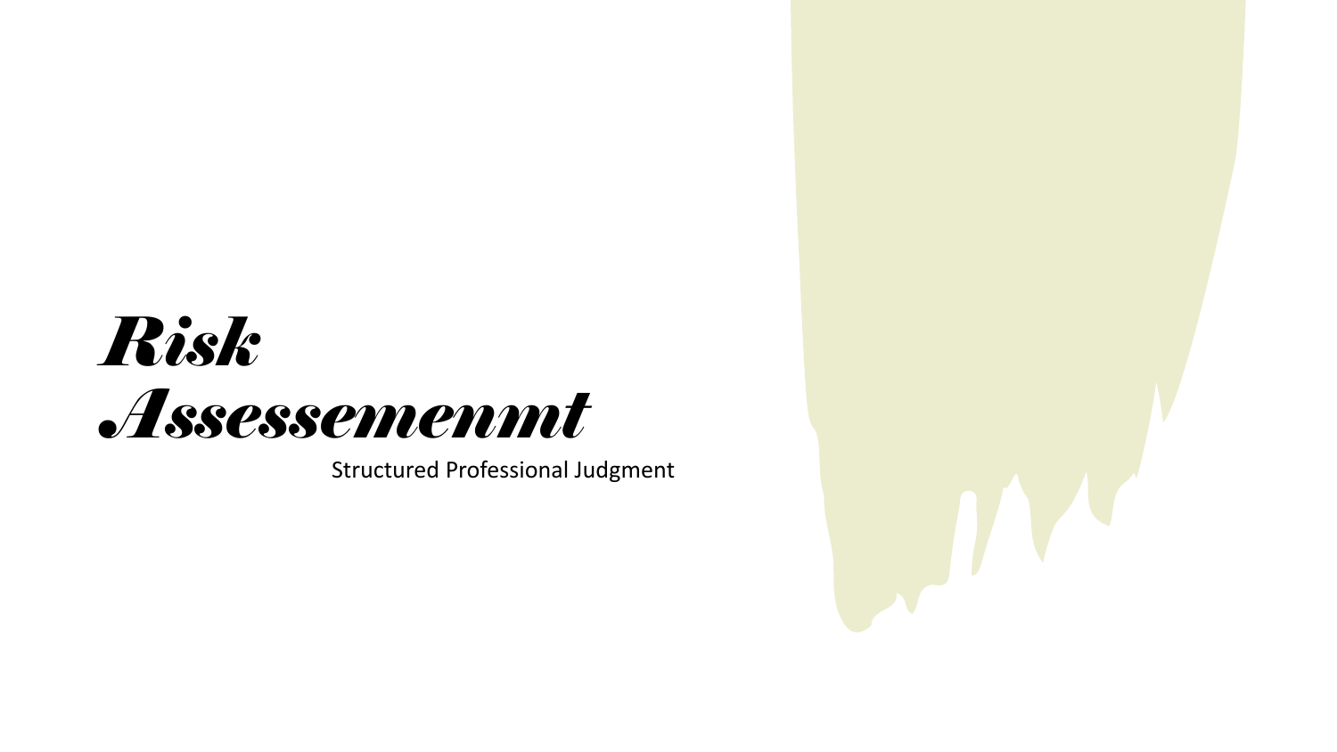# *Risk Assessemenmt*

Structured Professional Judgment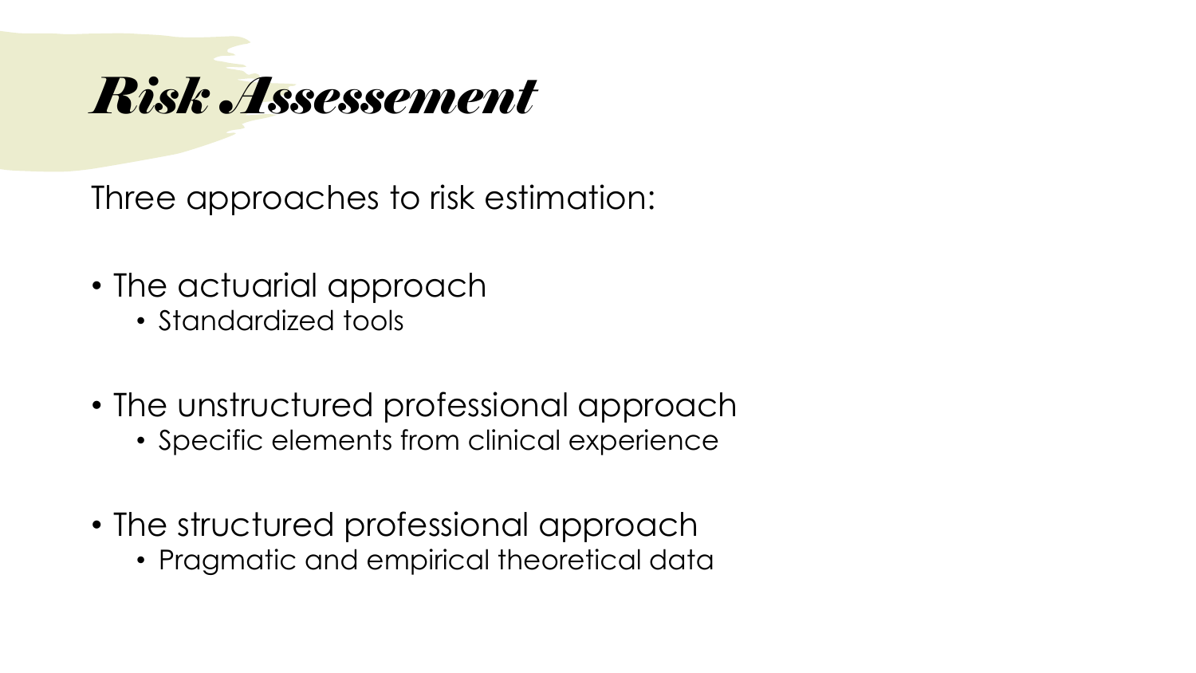# *Risk Assessement*

Three approaches to risk estimation:

- The actuarial approach
  - Standardized tools
- The unstructured professional approach
  - Specific elements from clinical experience
- The structured professional approach
  - Pragmatic and empirical theoretical data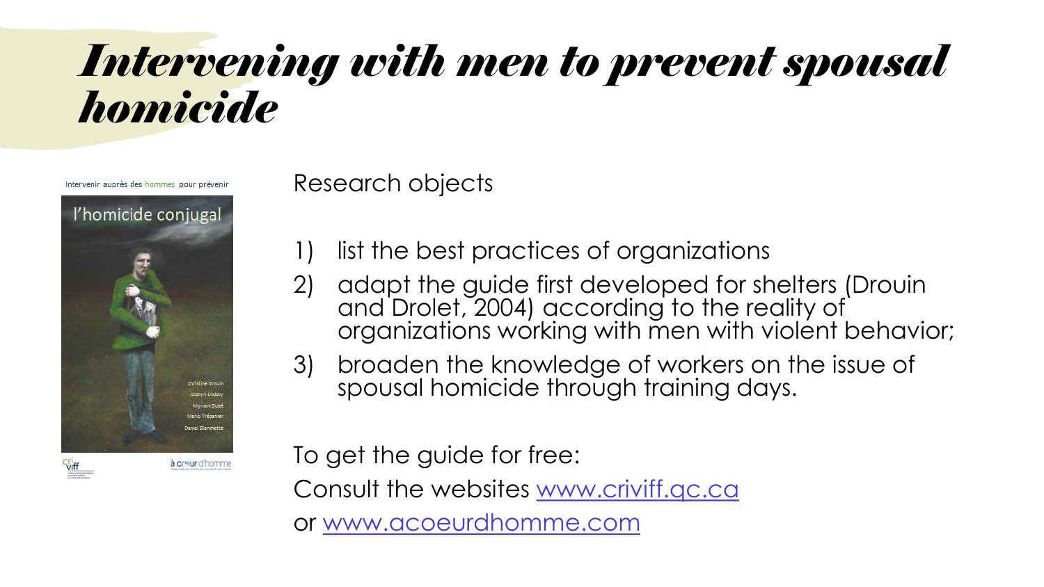# *Intervening with men to prevent spousal homicide*

Intervenir auprès des hommes pour prévenir

l'homicide conjugal

Christine Drouin
Jocelyn Lindsay
Myriam Dubé
Mario Trépanier
Daniel Blanchette

Research objects

1) list the best practices of organizations
2) adapt the guide first developed for shelters (Drouin and Drolet, 2004) according to the reality of organizations working with men with violent behavior;
3) broaden the knowledge of workers on the issue of spousal homicide through training days.

To get the guide for free:

Consult the websites www.criviff.qc.ca

or www.acoeurdhomme.com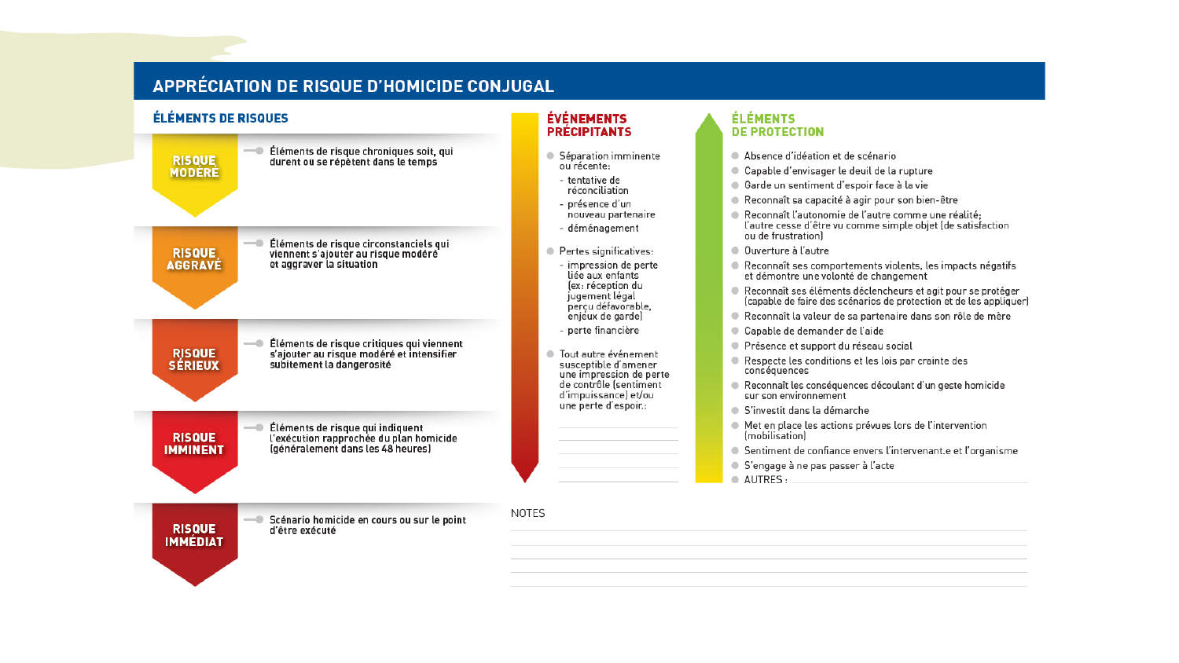# APPRÉCIATION DE RISQUE D'HOMICIDE CONJUGAL

## ÉLÉMENTS DE RISQUES

**RISQUE MODÉRÉ** — Éléments de risque chroniques soit, qui durent ou se répètent dans le temps

**RISQUE AGGRAVÉ** — Éléments de risque circonstanciels qui viennent s'ajouter au risque modéré et aggraver la situation

**RISQUE SÉRIEUX** — Éléments de risque critiques qui viennent s'ajouter au risque modéré et intensifier subitement la dangerosité

**RISQUE IMMINENT** — Éléments de risque qui indiquent l'exécution rapprochée du plan homicide (généralement dans les 48 heures)

**RISQUE IMMÉDIAT** — Scénario homicide en cours ou sur le point d'être exécuté

## ÉVÉNEMENTS PRÉCIPITANTS

- Séparation imminente ou récente :
  - tentative de réconciliation
  - présence d'un nouveau partenaire
  - déménagement
- Pertes significatives :
  - impression de perte liée aux enfants (ex: réception du jugement légal perçu défavorable, enjeux de garde)
  - perte financière
- Tout autre événement susceptible d'amener une impression de perte de contrôle (sentiment d'impuissance) et/ou une perte d'espoir.:

______________________

______________________

______________________

______________________

## ÉLÉMENTS DE PROTECTION

- Absence d'idéation et de scénario
- Capable d'envisager le deuil de la rupture
- Garde un sentiment d'espoir face à la vie
- Reconnaît sa capacité à agir pour son bien-être
- Reconnaît l'autonomie de l'autre comme une réalité; l'autre cesse d'être vu comme simple objet (de satisfaction ou de frustration)
- Ouverture à l'autre
- Reconnaît ses comportements violents, les impacts négatifs et démontre une volonté de changement
- Reconnaît ses éléments déclencheurs et agit pour se protéger (capable de faire des scénarios de protection et de les appliquer)
- Reconnaît la valeur de sa partenaire dans son rôle de mère
- Capable de demander de l'aide
- Présence et support du réseau social
- Respecte les conditions et les lois par crainte des conséquences
- Reconnaît les conséquences découlant d'un geste homicide sur son environnement
- S'investit dans la démarche
- Met en place les actions prévues lors de l'intervention (mobilisation)
- Sentiment de confiance envers l'intervenant.e et l'organisme
- S'engage à ne pas passer à l'acte
- AUTRES : ______________________

NOTES

______________________

______________________

______________________

______________________

______________________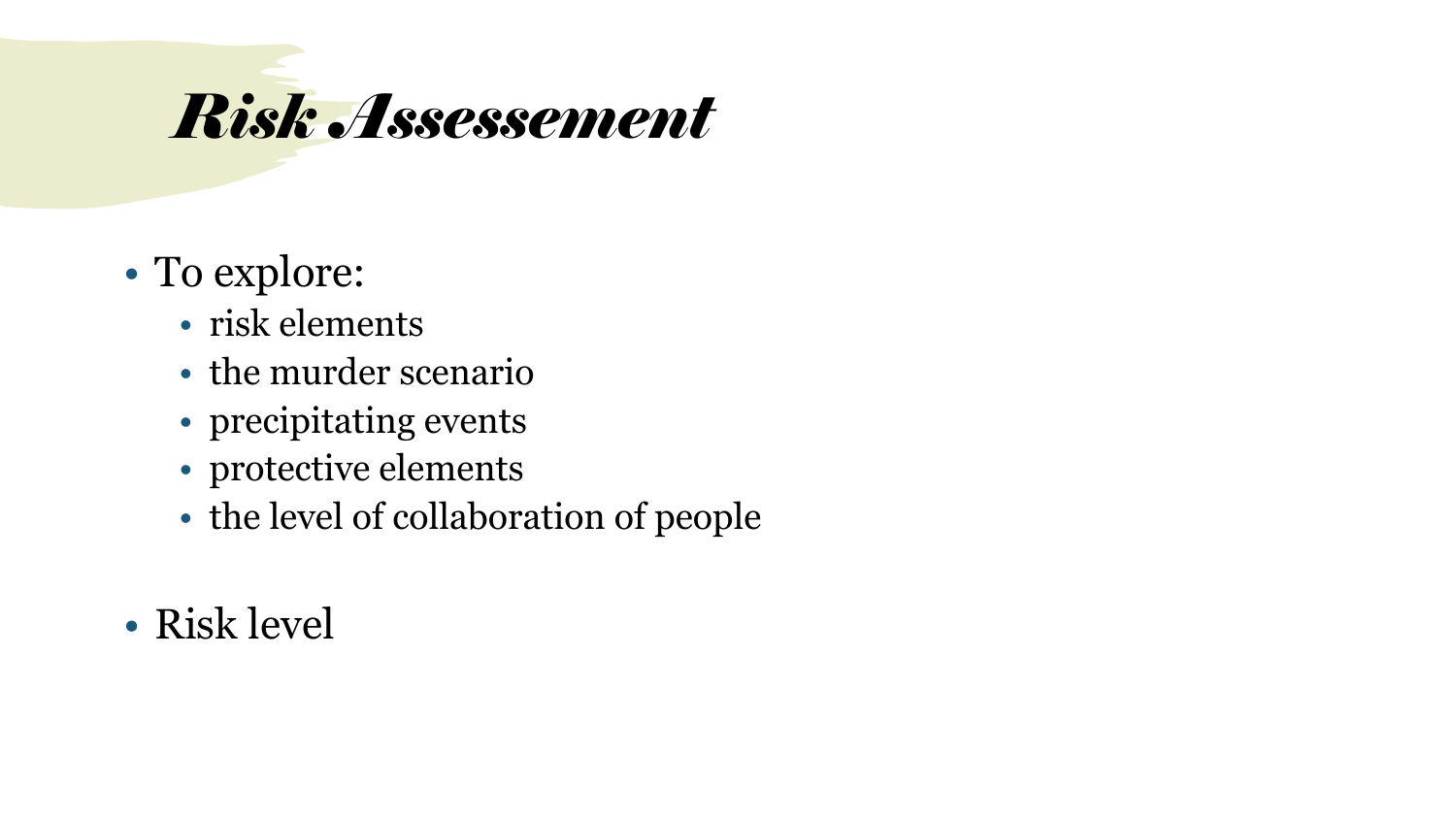# *Risk Assessement*

- To explore:
  - risk elements
  - the murder scenario
  - precipitating events
  - protective elements
  - the level of collaboration of people

- Risk level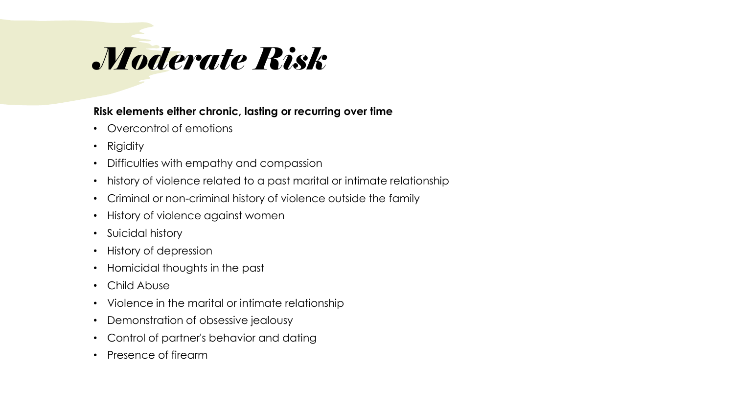# *Moderate Risk*

**Risk elements either chronic, lasting or recurring over time**

- Overcontrol of emotions
- Rigidity
- Difficulties with empathy and compassion
- history of violence related to a past marital or intimate relationship
- Criminal or non-criminal history of violence outside the family
- History of violence against women
- Suicidal history
- History of depression
- Homicidal thoughts in the past
- Child Abuse
- Violence in the marital or intimate relationship
- Demonstration of obsessive jealousy
- Control of partner's behavior and dating
- Presence of firearm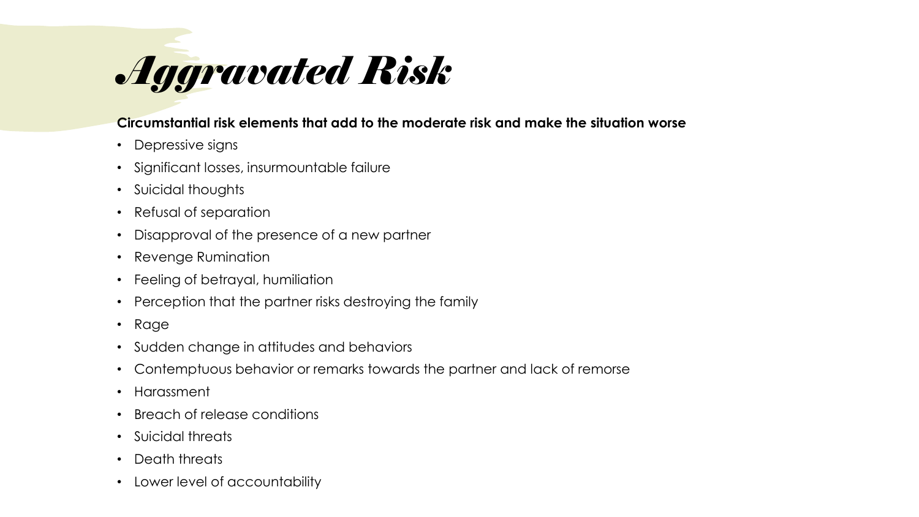# *Aggravated Risk*

**Circumstantial risk elements that add to the moderate risk and make the situation worse**

- Depressive signs
- Significant losses, insurmountable failure
- Suicidal thoughts
- Refusal of separation
- Disapproval of the presence of a new partner
- Revenge Rumination
- Feeling of betrayal, humiliation
- Perception that the partner risks destroying the family
- Rage
- Sudden change in attitudes and behaviors
- Contemptuous behavior or remarks towards the partner and lack of remorse
- Harassment
- Breach of release conditions
- Suicidal threats
- Death threats
- Lower level of accountability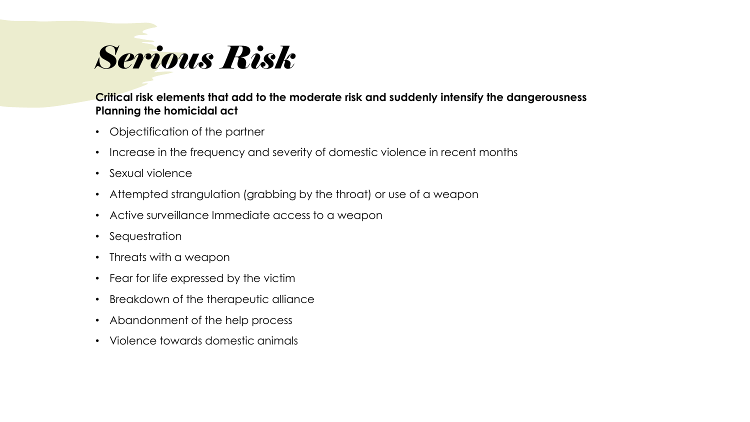# *Serious Risk*

**Critical risk elements that add to the moderate risk and suddenly intensify the dangerousness**
**Planning the homicidal act**

- Objectification of the partner
- Increase in the frequency and severity of domestic violence in recent months
- Sexual violence
- Attempted strangulation (grabbing by the throat) or use of a weapon
- Active surveillance Immediate access to a weapon
- Sequestration
- Threats with a weapon
- Fear for life expressed by the victim
- Breakdown of the therapeutic alliance
- Abandonment of the help process
- Violence towards domestic animals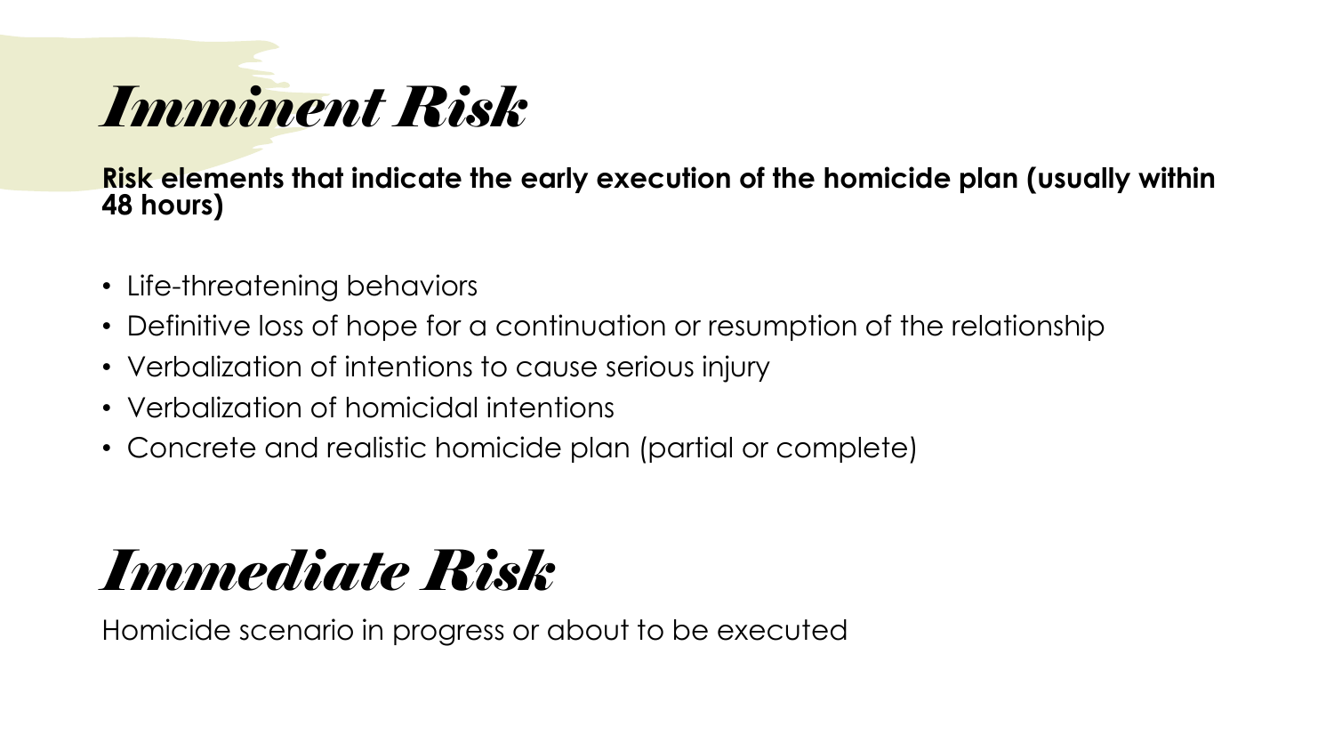# *Imminent Risk*

**Risk elements that indicate the early execution of the homicide plan (usually within 48 hours)**

- Life-threatening behaviors
- Definitive loss of hope for a continuation or resumption of the relationship
- Verbalization of intentions to cause serious injury
- Verbalization of homicidal intentions
- Concrete and realistic homicide plan (partial or complete)

# *Immediate Risk*

Homicide scenario in progress or about to be executed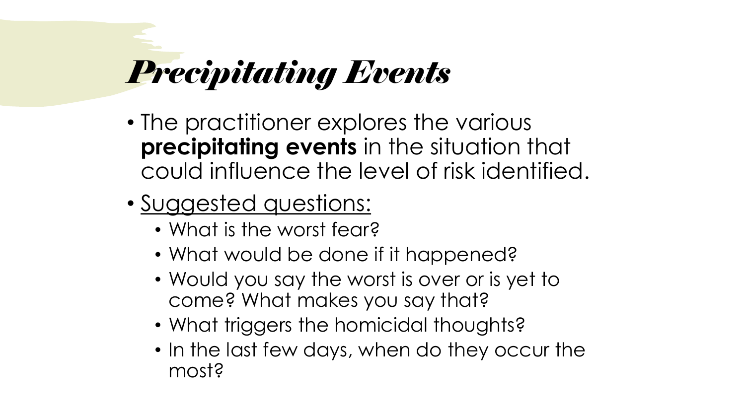# *Precipitating Events*

- The practitioner explores the various **precipitating events** in the situation that could influence the level of risk identified.
- <u>Suggested questions:</u>
  - What is the worst fear?
  - What would be done if it happened?
  - Would you say the worst is over or is yet to come? What makes you say that?
  - What triggers the homicidal thoughts?
  - In the last few days, when do they occur the most?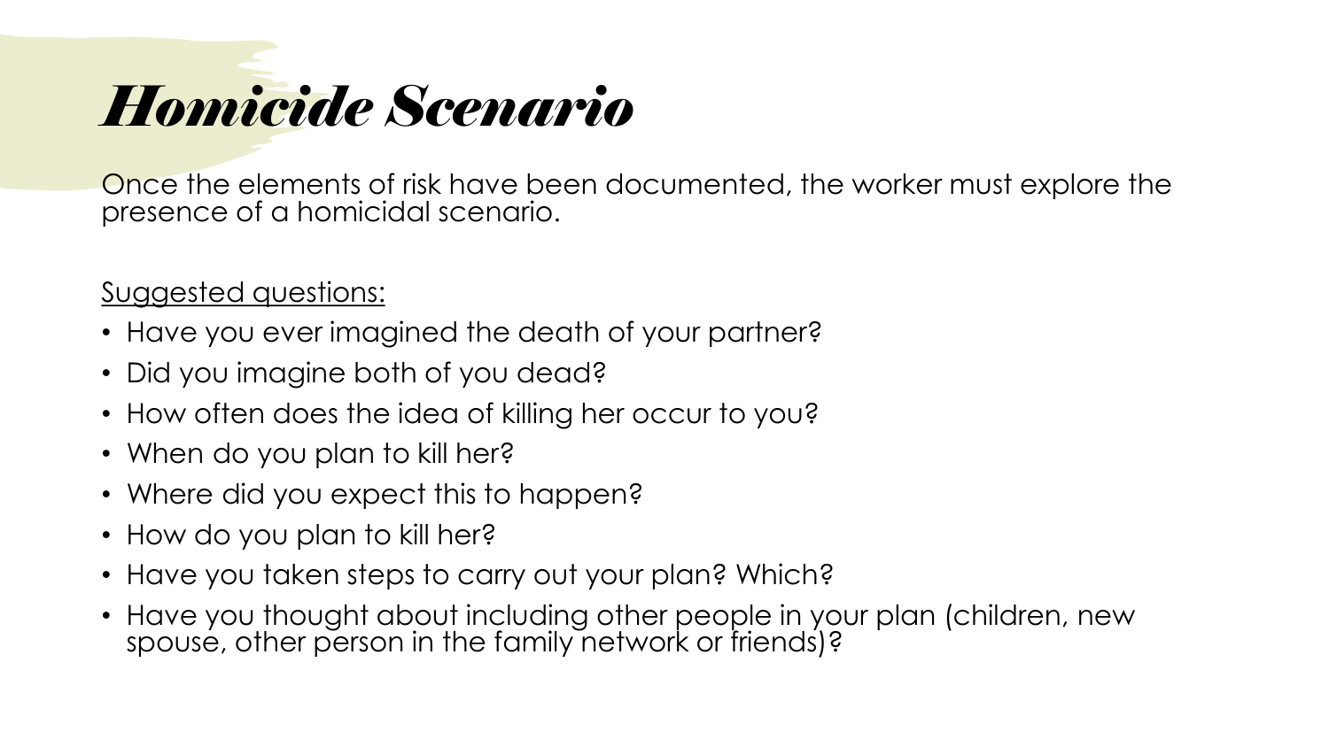# *Homicide Scenario*

Once the elements of risk have been documented, the worker must explore the presence of a homicidal scenario.

Suggested questions:

- Have you ever imagined the death of your partner?
- Did you imagine both of you dead?
- How often does the idea of killing her occur to you?
- When do you plan to kill her?
- Where did you expect this to happen?
- How do you plan to kill her?
- Have you taken steps to carry out your plan? Which?
- Have you thought about including other people in your plan (children, new spouse, other person in the family network or friends)?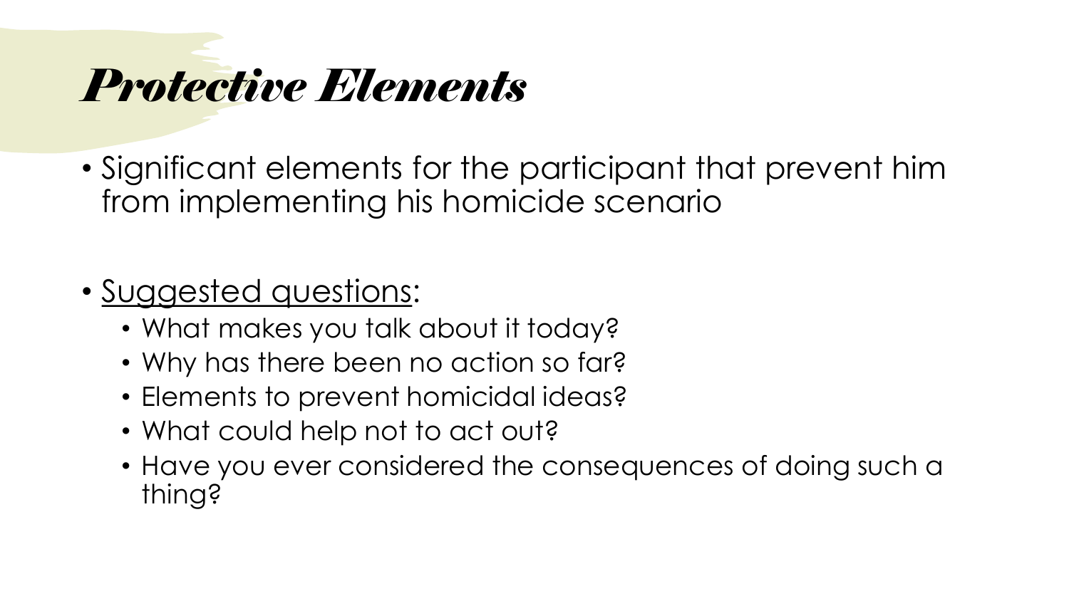# *Protective Elements*

- Significant elements for the participant that prevent him from implementing his homicide scenario

- Suggested questions:
  - What makes you talk about it today?
  - Why has there been no action so far?
  - Elements to prevent homicidal ideas?
  - What could help not to act out?
  - Have you ever considered the consequences of doing such a thing?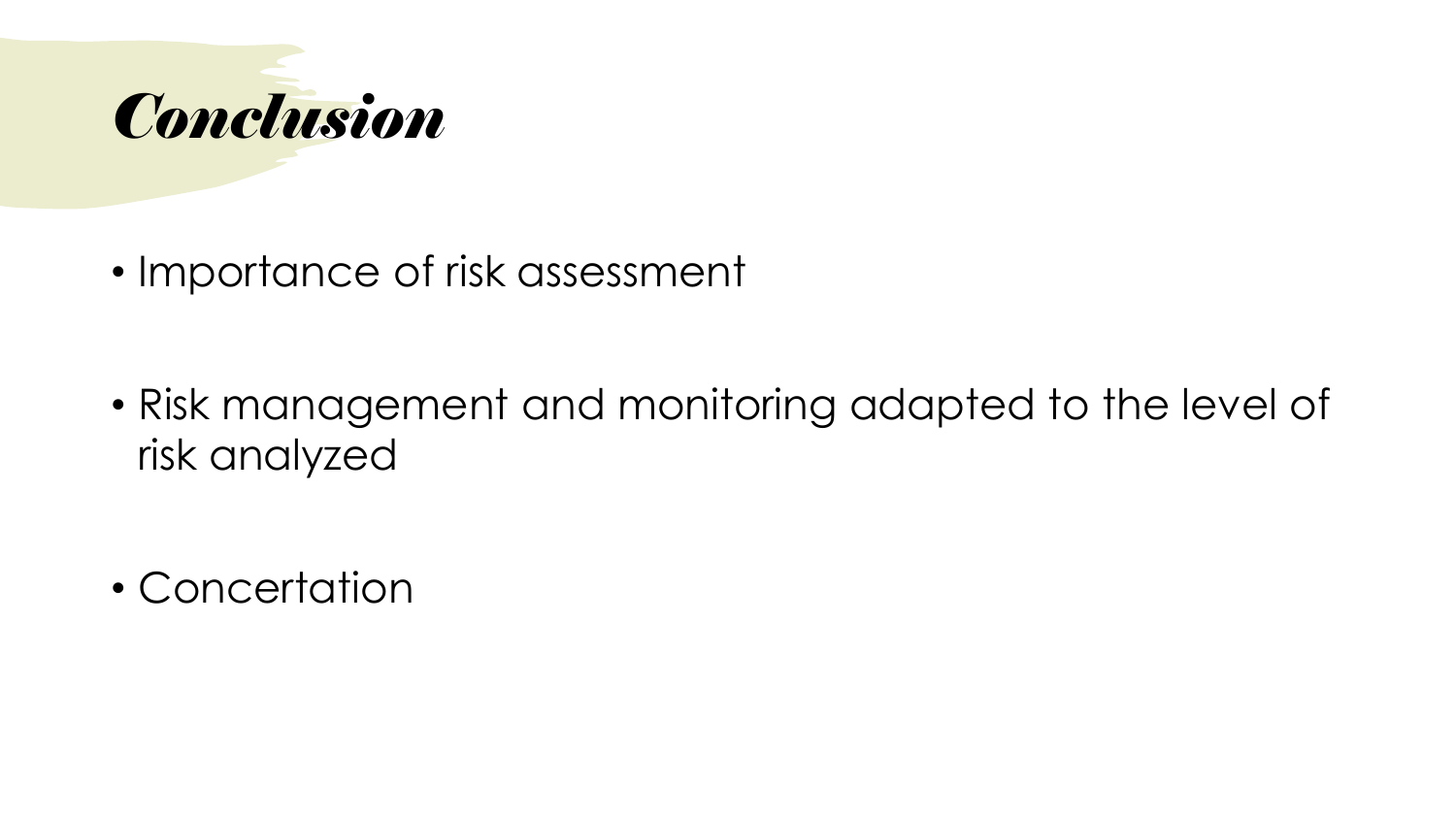# *Conclusion*

- Importance of risk assessment
- Risk management and monitoring adapted to the level of risk analyzed
- Concertation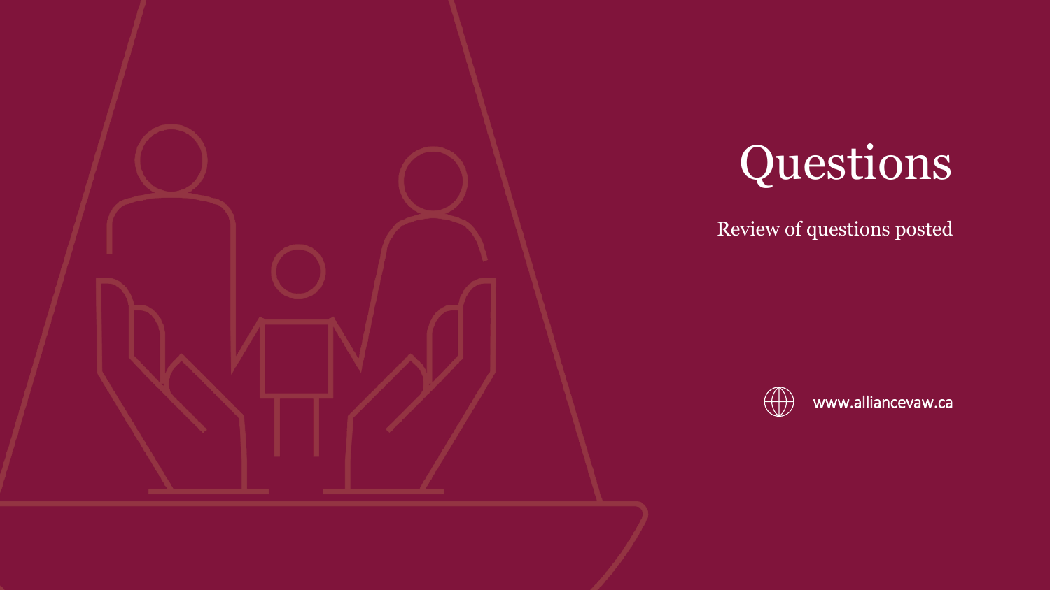# Questions

Review of questions posted

www.alliancevaw.ca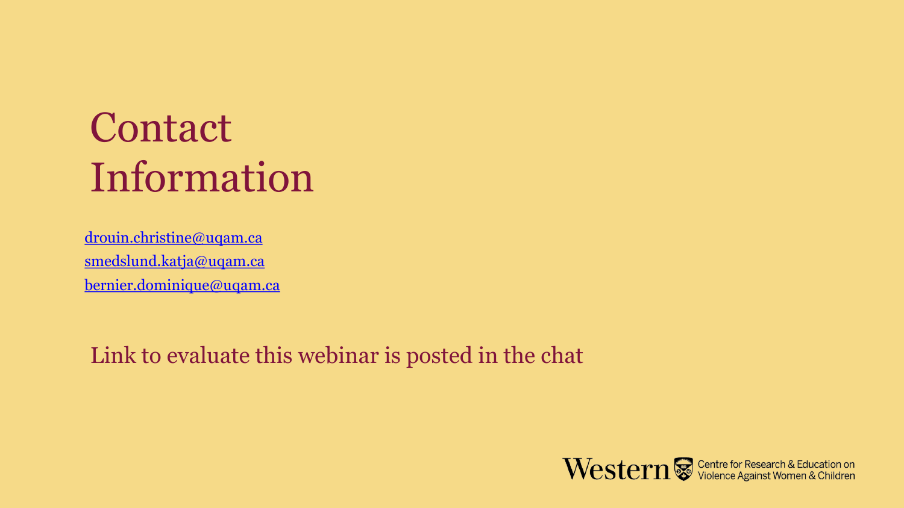# Contact Information

drouin.christine@uqam.ca
smedslund.katja@uqam.ca
bernier.dominique@uqam.ca

Link to evaluate this webinar is posted in the chat

Western Centre for Research & Education on Violence Against Women & Children